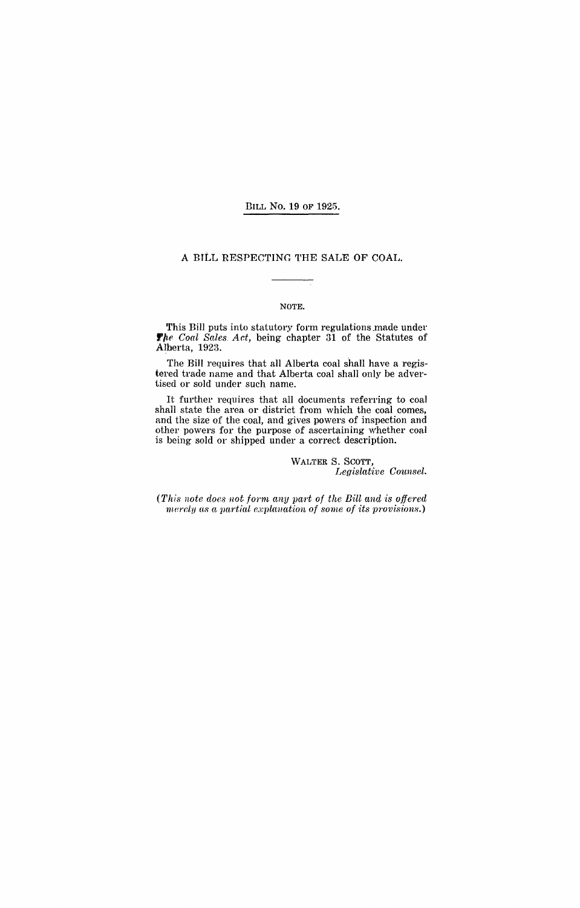BILL No. 19 OF 1925.

# A BILL RESPECTING THE SALE OF COAL.

NOTE.

This Bill puts into statutory form regulations made under *The Coal Sales Act,* being chapter 31 of the Statutes of Alberta, 1923.

The Bill requires that all Alberta coal shall have a registered trade name and that Alberta coal shall only be advertised or sold under such name.

It further requires that all documents referring to coal shall state the area or district from which the coal comes, and the size of the coal, and gives powers of inspection and other powers for the purpose of ascertaining whether coal is being sold or shipped under a correct description.

WALTER S. SCOTT,
*Legislative Counsel.*

*(This note does not form any part of the Bill and is offered merely as a partial explanation of some of its provisions.)*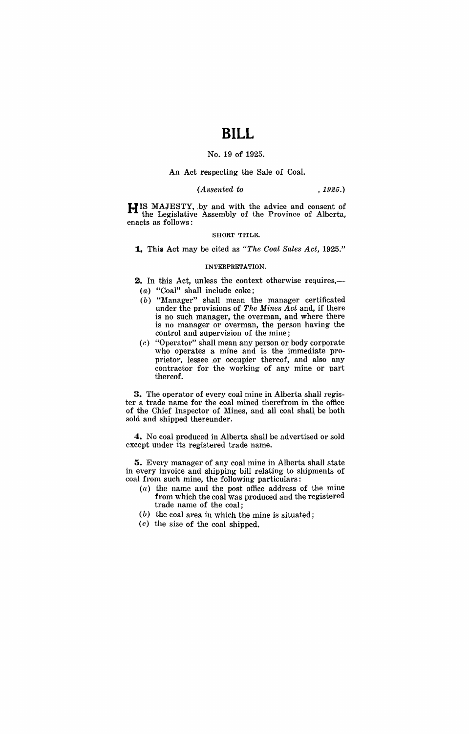# BILL

No. 19 of 1925.

An Act respecting the Sale of Coal.

*(Assented to , 1925.)*

HIS MAJESTY, by and with the advice and consent of the Legislative Assembly of the Province of Alberta, enacts as follows:

SHORT TITLE.

**1.** This Act may be cited as *"The Coal Sales Act, 1925."*

INTERPRETATION.

**2.** In this Act, unless the context otherwise requires,—

- (*a*) "Coal" shall include coke;
- (*b*) "Manager" shall mean the manager certificated under the provisions of *The Mines Act* and, if there is no such manager, the overman, and where there is no manager or overman, the person having the control and supervision of the mine;
- (*c*) "Operator" shall mean any person or body corporate who operates a mine and is the immediate proprietor, lessee or occupier thereof, and also any contractor for the working of any mine or part thereof.

**3.** The operator of every coal mine in Alberta shall register a trade name for the coal mined therefrom in the office of the Chief Inspector of Mines, and all coal shall be both sold and shipped thereunder.

**4.** No coal produced in Alberta shall be advertised or sold except under its registered trade name.

**5.** Every manager of any coal mine in Alberta shall state in every invoice and shipping bill relating to shipments of coal from such mine, the following particulars:

- (*a*) the name and the post office address of the mine from which the coal was produced and the registered trade name of the coal;
- (*b*) the coal area in which the mine is situated;
- (*c*) the size of the coal shipped.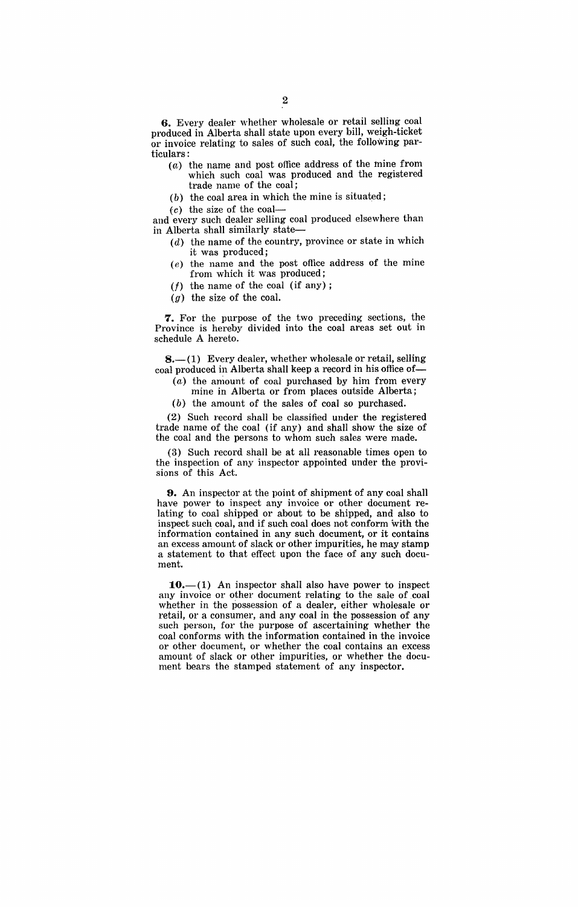**6.** Every dealer whether wholesale or retail selling coal produced in Alberta shall state upon every bill, weigh-ticket or invoice relating to sales of such coal, the following particulars:

- (*a*) the name and post office address of the mine from which such coal was produced and the registered trade name of the coal;
- (*b*) the coal area in which the mine is situated;
- (*c*) the size of the coal—

and every such dealer selling coal produced elsewhere than in Alberta shall similarly state—

- (*d*) the name of the country, province or state in which it was produced;
- (*e*) the name and the post office address of the mine from which it was produced;
- (*f*) the name of the coal (if any);
- (*g*) the size of the coal.

**7.** For the purpose of the two preceding sections, the Province is hereby divided into the coal areas set out in schedule A hereto.

**8.**—(1) Every dealer, whether wholesale or retail, selling coal produced in Alberta shall keep a record in his office of—

- (*a*) the amount of coal purchased by him from every mine in Alberta or from places outside Alberta;
- (*b*) the amount of the sales of coal so purchased.

(2) Such record shall be classified under the registered trade name of the coal (if any) and shall show the size of the coal and the persons to whom such sales were made.

(3) Such record shall be at all reasonable times open to the inspection of any inspector appointed under the provisions of this Act.

**9.** An inspector at the point of shipment of any coal shall have power to inspect any invoice or other document relating to coal shipped or about to be shipped, and also to inspect such coal, and if such coal does not conform with the information contained in any such document, or it contains an excess amount of slack or other impurities, he may stamp a statement to that effect upon the face of any such document.

**10.**—(1) An inspector shall also have power to inspect any invoice or other document relating to the sale of coal whether in the possession of a dealer, either wholesale or retail, or a consumer, and any coal in the possession of any such person, for the purpose of ascertaining whether the coal conforms with the information contained in the invoice or other document, or whether the coal contains an excess amount of slack or other impurities, or whether the document bears the stamped statement of any inspector.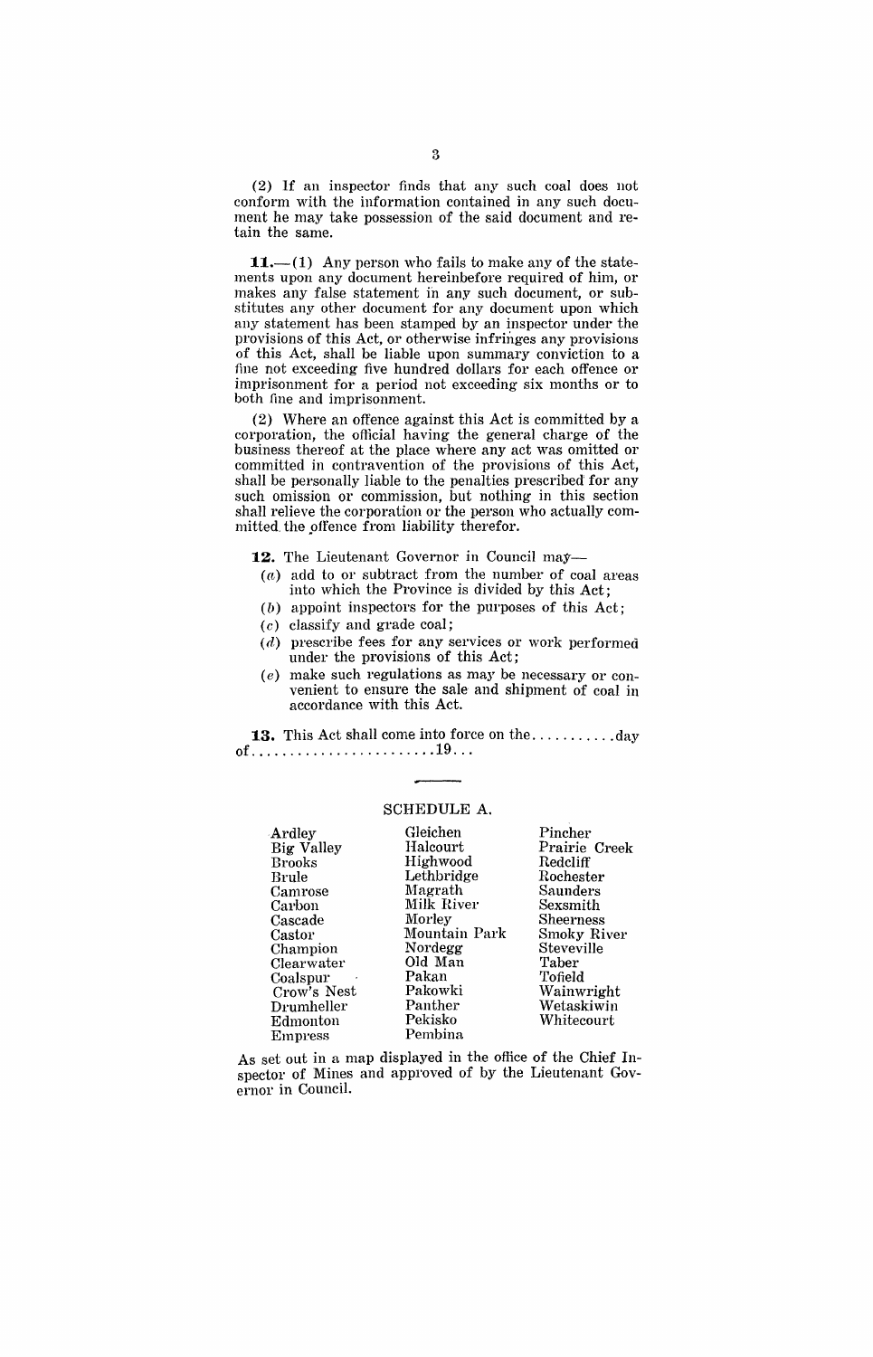(2) If an inspector finds that any such coal does not conform with the information contained in any such document he may take possession of the said document and retain the same.

**11.**—(1) Any person who fails to make any of the statements upon any document hereinbefore required of him, or makes any false statement in any such document, or substitutes any other document for any document upon which any statement has been stamped by an inspector under the provisions of this Act, or otherwise infringes any provisions of this Act, shall be liable upon summary conviction to a fine not exceeding five hundred dollars for each offence or imprisonment for a period not exceeding six months or to both fine and imprisonment.

(2) Where an offence against this Act is committed by a corporation, the official having the general charge of the business thereof at the place where any act was omitted or committed in contravention of the provisions of this Act, shall be personally liable to the penalties prescribed for any such omission or commission, but nothing in this section shall relieve the corporation or the person who actually committed the offence from liability therefor.

**12.** The Lieutenant Governor in Council may—

- (*a*) add to or subtract from the number of coal areas into which the Province is divided by this Act;
- (*b*) appoint inspectors for the purposes of this Act;
- (*c*) classify and grade coal;
- (*d*) prescribe fees for any services or work performed under the provisions of this Act;
- (*e*) make such regulations as may be necessary or convenient to ensure the sale and shipment of coal in accordance with this Act.

**13.** This Act shall come into force on the..........day of.......................19...

---

SCHEDULE A.

| | | |
|---|---|---|
| Ardley | Gleichen | Pincher |
| Big Valley | Halcourt | Prairie Creek |
| Brooks | Highwood | Redcliff |
| Brule | Lethbridge | Rochester |
| Camrose | Magrath | Saunders |
| Carbon | Milk River | Sexsmith |
| Cascade | Morley | Sheerness |
| Castor | Mountain Park | Smoky River |
| Champion | Nordegg | Steveville |
| Clearwater | Old Man | Taber |
| Coalspur | Pakan | Tofield |
| Crow's Nest | Pakowki | Wainwright |
| Drumheller | Panther | Wetaskiwin |
| Edmonton | Pekisko | Whitecourt |
| Empress | Pembina | |

As set out in a map displayed in the office of the Chief Inspector of Mines and approved of by the Lieutenant Governor in Council.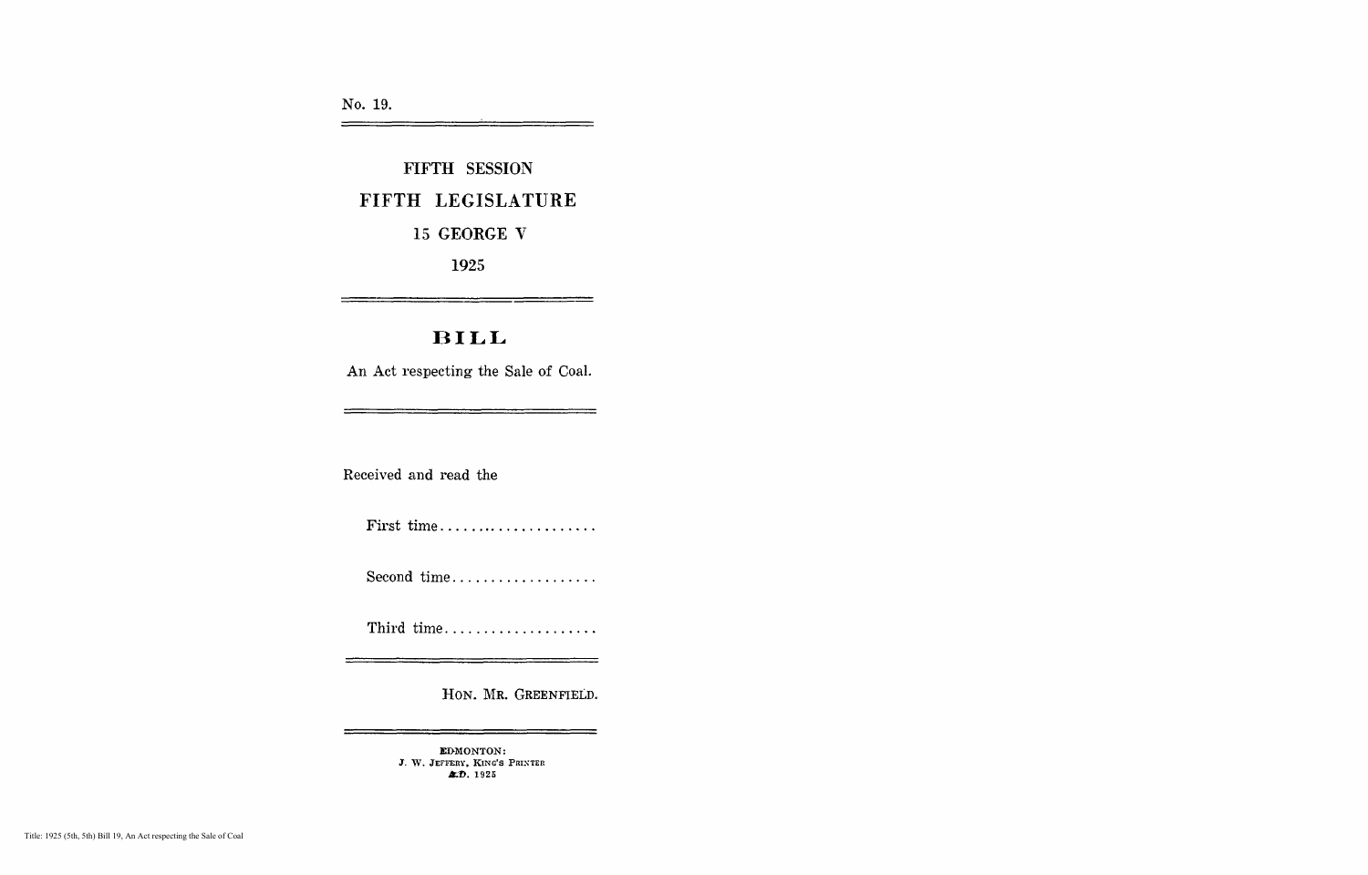No. 19.

FIFTH SESSION

FIFTH LEGISLATURE

15 GEORGE V

1925

# BILL

An Act respecting the Sale of Coal.

Received and read the

First time....................

Second time..................

Third time...................

HON. MR. GREENFIELD.

EDMONTON:
J. W. JEFFERY, KING'S PRINTER
A.D. 1925

Title: 1925 (5th, 5th) Bill 19, An Act respecting the Sale of Coal